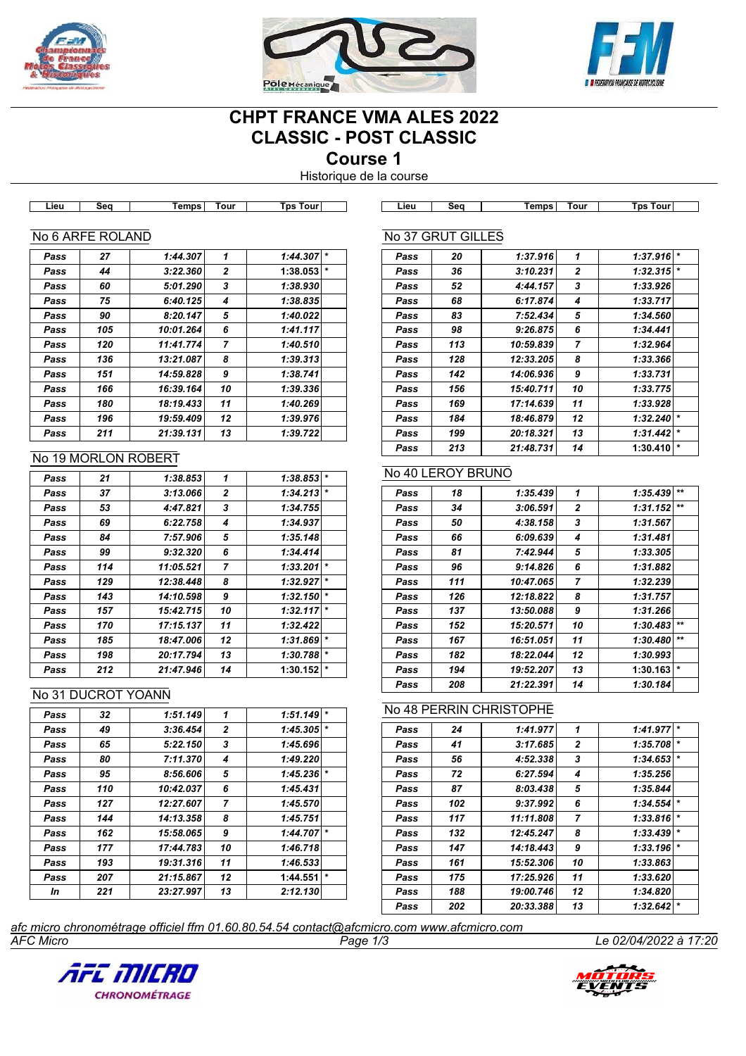# CHPT FRANCE VMA ALES 2022
# CLASSIC - POST CLASSIC
## Course 1

Historique de la course

### No 6 ARFE ROLAND

| Lieu | Seq | Temps | Tour | Tps Tour | |
|---|---|---|---|---|---|
| Pass | 27 | 1:44.307 | 1 | 1:44.307 | * |
| Pass | 44 | 3:22.360 | 2 | 1:38.053 | * |
| Pass | 60 | 5:01.290 | 3 | 1:38.930 | |
| Pass | 75 | 6:40.125 | 4 | 1:38.835 | |
| Pass | 90 | 8:20.147 | 5 | 1:40.022 | |
| Pass | 105 | 10:01.264 | 6 | 1:41.117 | |
| Pass | 120 | 11:41.774 | 7 | 1:40.510 | |
| Pass | 136 | 13:21.087 | 8 | 1:39.313 | |
| Pass | 151 | 14:59.828 | 9 | 1:38.741 | |
| Pass | 166 | 16:39.164 | 10 | 1:39.336 | |
| Pass | 180 | 18:19.433 | 11 | 1:40.269 | |
| Pass | 196 | 19:59.409 | 12 | 1:39.976 | |
| Pass | 211 | 21:39.131 | 13 | 1:39.722 | |

### No 19 MORLON ROBERT

| Lieu | Seq | Temps | Tour | Tps Tour | |
|---|---|---|---|---|---|
| Pass | 21 | 1:38.853 | 1 | 1:38.853 | * |
| Pass | 37 | 3:13.066 | 2 | 1:34.213 | * |
| Pass | 53 | 4:47.821 | 3 | 1:34.755 | |
| Pass | 69 | 6:22.758 | 4 | 1:34.937 | |
| Pass | 84 | 7:57.906 | 5 | 1:35.148 | |
| Pass | 99 | 9:32.320 | 6 | 1:34.414 | |
| Pass | 114 | 11:05.521 | 7 | 1:33.201 | * |
| Pass | 129 | 12:38.448 | 8 | 1:32.927 | * |
| Pass | 143 | 14:10.598 | 9 | 1:32.150 | * |
| Pass | 157 | 15:42.715 | 10 | 1:32.117 | * |
| Pass | 170 | 17:15.137 | 11 | 1:32.422 | |
| Pass | 185 | 18:47.006 | 12 | 1:31.869 | * |
| Pass | 198 | 20:17.794 | 13 | 1:30.788 | * |
| Pass | 212 | 21:47.946 | 14 | 1:30.152 | * |

### No 31 DUCROT YOANN

| Lieu | Seq | Temps | Tour | Tps Tour | |
|---|---|---|---|---|---|
| Pass | 32 | 1:51.149 | 1 | 1:51.149 | * |
| Pass | 49 | 3:36.454 | 2 | 1:45.305 | * |
| Pass | 65 | 5:22.150 | 3 | 1:45.696 | |
| Pass | 80 | 7:11.370 | 4 | 1:49.220 | |
| Pass | 95 | 8:56.606 | 5 | 1:45.236 | * |
| Pass | 110 | 10:42.037 | 6 | 1:45.431 | |
| Pass | 127 | 12:27.607 | 7 | 1:45.570 | |
| Pass | 144 | 14:13.358 | 8 | 1:45.751 | |
| Pass | 162 | 15:58.065 | 9 | 1:44.707 | * |
| Pass | 177 | 17:44.783 | 10 | 1:46.718 | |
| Pass | 193 | 19:31.316 | 11 | 1:46.533 | |
| Pass | 207 | 21:15.867 | 12 | 1:44.551 | * |
| In | 221 | 23:27.997 | 13 | 2:12.130 | |

### No 37 GRUT GILLES

| Lieu | Seq | Temps | Tour | Tps Tour | |
|---|---|---|---|---|---|
| Pass | 20 | 1:37.916 | 1 | 1:37.916 | * |
| Pass | 36 | 3:10.231 | 2 | 1:32.315 | * |
| Pass | 52 | 4:44.157 | 3 | 1:33.926 | |
| Pass | 68 | 6:17.874 | 4 | 1:33.717 | |
| Pass | 83 | 7:52.434 | 5 | 1:34.560 | |
| Pass | 98 | 9:26.875 | 6 | 1:34.441 | |
| Pass | 113 | 10:59.839 | 7 | 1:32.964 | |
| Pass | 128 | 12:33.205 | 8 | 1:33.366 | |
| Pass | 142 | 14:06.936 | 9 | 1:33.731 | |
| Pass | 156 | 15:40.711 | 10 | 1:33.775 | |
| Pass | 169 | 17:14.639 | 11 | 1:33.928 | |
| Pass | 184 | 18:46.879 | 12 | 1:32.240 | * |
| Pass | 199 | 20:18.321 | 13 | 1:31.442 | * |
| Pass | 213 | 21:48.731 | 14 | 1:30.410 | * |

### No 40 LEROY BRUNO

| Lieu | Seq | Temps | Tour | Tps Tour | |
|---|---|---|---|---|---|
| Pass | 18 | 1:35.439 | 1 | 1:35.439 | ** |
| Pass | 34 | 3:06.591 | 2 | 1:31.152 | ** |
| Pass | 50 | 4:38.158 | 3 | 1:31.567 | |
| Pass | 66 | 6:09.639 | 4 | 1:31.481 | |
| Pass | 81 | 7:42.944 | 5 | 1:33.305 | |
| Pass | 96 | 9:14.826 | 6 | 1:31.882 | |
| Pass | 111 | 10:47.065 | 7 | 1:32.239 | |
| Pass | 126 | 12:18.822 | 8 | 1:31.757 | |
| Pass | 137 | 13:50.088 | 9 | 1:31.266 | |
| Pass | 152 | 15:20.571 | 10 | 1:30.483 | ** |
| Pass | 167 | 16:51.051 | 11 | 1:30.480 | ** |
| Pass | 182 | 18:22.044 | 12 | 1:30.993 | |
| Pass | 194 | 19:52.207 | 13 | 1:30.163 | * |
| Pass | 208 | 21:22.391 | 14 | 1:30.184 | |

### No 48 PERRIN CHRISTOPHE

| Lieu | Seq | Temps | Tour | Tps Tour | |
|---|---|---|---|---|---|
| Pass | 24 | 1:41.977 | 1 | 1:41.977 | * |
| Pass | 41 | 3:17.685 | 2 | 1:35.708 | * |
| Pass | 56 | 4:52.338 | 3 | 1:34.653 | * |
| Pass | 72 | 6:27.594 | 4 | 1:35.256 | |
| Pass | 87 | 8:03.438 | 5 | 1:35.844 | |
| Pass | 102 | 9:37.992 | 6 | 1:34.554 | * |
| Pass | 117 | 11:11.808 | 7 | 1:33.816 | * |
| Pass | 132 | 12:45.247 | 8 | 1:33.439 | * |
| Pass | 147 | 14:18.443 | 9 | 1:33.196 | * |
| Pass | 161 | 15:52.306 | 10 | 1:33.863 | |
| Pass | 175 | 17:25.926 | 11 | 1:33.620 | |
| Pass | 188 | 19:00.746 | 12 | 1:34.820 | |
| Pass | 202 | 20:33.388 | 13 | 1:32.642 | * |

*afc micro chronométrage officiel ffm 01.60.80.54.54 contact@afcmicro.com www.afcmicro.com*

*AFC Micro* — *Le 02/04/2022 à 17:20*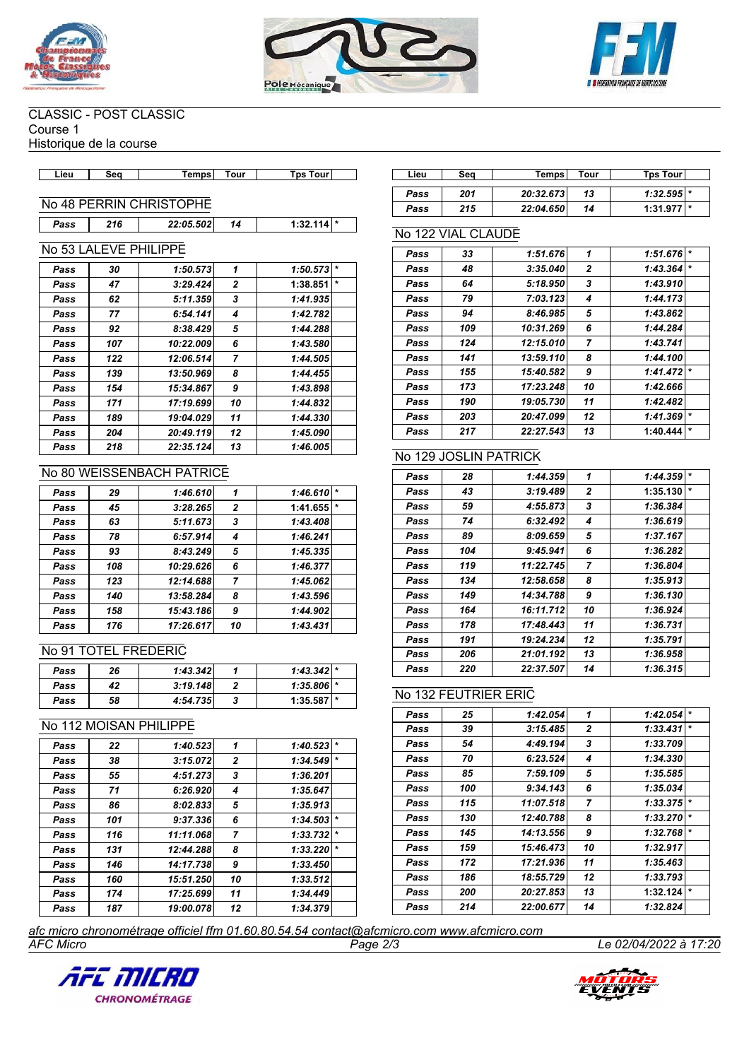CLASSIC - POST CLASSIC
Course 1
Historique de la course

| Lieu | Seq | Temps | Tour | Tps Tour | |
|---|---|---|---|---|---|

## No 48 PERRIN CHRISTOPHE

| Lieu | Seq | Temps | Tour | Tps Tour | |
|---|---|---|---|---|---|
| Pass | 216 | 22:05.502 | 14 | 1:32.114 | * |

## No 53 LALEVE PHILIPPE

| Lieu | Seq | Temps | Tour | Tps Tour | |
|---|---|---|---|---|---|
| Pass | 30 | 1:50.573 | 1 | 1:50.573 | * |
| Pass | 47 | 3:29.424 | 2 | 1:38.851 | * |
| Pass | 62 | 5:11.359 | 3 | 1:41.935 | |
| Pass | 77 | 6:54.141 | 4 | 1:42.782 | |
| Pass | 92 | 8:38.429 | 5 | 1:44.288 | |
| Pass | 107 | 10:22.009 | 6 | 1:43.580 | |
| Pass | 122 | 12:06.514 | 7 | 1:44.505 | |
| Pass | 139 | 13:50.969 | 8 | 1:44.455 | |
| Pass | 154 | 15:34.867 | 9 | 1:43.898 | |
| Pass | 171 | 17:19.699 | 10 | 1:44.832 | |
| Pass | 189 | 19:04.029 | 11 | 1:44.330 | |
| Pass | 204 | 20:49.119 | 12 | 1:45.090 | |
| Pass | 218 | 22:35.124 | 13 | 1:46.005 | |

## No 80 WEISSENBACH PATRICE

| Lieu | Seq | Temps | Tour | Tps Tour | |
|---|---|---|---|---|---|
| Pass | 29 | 1:46.610 | 1 | 1:46.610 | * |
| Pass | 45 | 3:28.265 | 2 | 1:41.655 | * |
| Pass | 63 | 5:11.673 | 3 | 1:43.408 | |
| Pass | 78 | 6:57.914 | 4 | 1:46.241 | |
| Pass | 93 | 8:43.249 | 5 | 1:45.335 | |
| Pass | 108 | 10:29.626 | 6 | 1:46.377 | |
| Pass | 123 | 12:14.688 | 7 | 1:45.062 | |
| Pass | 140 | 13:58.284 | 8 | 1:43.596 | |
| Pass | 158 | 15:43.186 | 9 | 1:44.902 | |
| Pass | 176 | 17:26.617 | 10 | 1:43.431 | |

## No 91 TOTEL FREDERIC

| Lieu | Seq | Temps | Tour | Tps Tour | |
|---|---|---|---|---|---|
| Pass | 26 | 1:43.342 | 1 | 1:43.342 | * |
| Pass | 42 | 3:19.148 | 2 | 1:35.806 | * |
| Pass | 58 | 4:54.735 | 3 | 1:35.587 | * |

## No 112 MOISAN PHILIPPE

| Lieu | Seq | Temps | Tour | Tps Tour | |
|---|---|---|---|---|---|
| Pass | 22 | 1:40.523 | 1 | 1:40.523 | * |
| Pass | 38 | 3:15.072 | 2 | 1:34.549 | * |
| Pass | 55 | 4:51.273 | 3 | 1:36.201 | |
| Pass | 71 | 6:26.920 | 4 | 1:35.647 | |
| Pass | 86 | 8:02.833 | 5 | 1:35.913 | |
| Pass | 101 | 9:37.336 | 6 | 1:34.503 | * |
| Pass | 116 | 11:11.068 | 7 | 1:33.732 | * |
| Pass | 131 | 12:44.288 | 8 | 1:33.220 | * |
| Pass | 146 | 14:17.738 | 9 | 1:33.450 | |
| Pass | 160 | 15:51.250 | 10 | 1:33.512 | |
| Pass | 174 | 17:25.699 | 11 | 1:34.449 | |
| Pass | 187 | 19:00.078 | 12 | 1:34.379 | |
| Pass | 201 | 20:32.673 | 13 | 1:32.595 | * |
| Pass | 215 | 22:04.650 | 14 | 1:31.977 | * |

## No 122 VIAL CLAUDE

| Lieu | Seq | Temps | Tour | Tps Tour | |
|---|---|---|---|---|---|
| Pass | 33 | 1:51.676 | 1 | 1:51.676 | * |
| Pass | 48 | 3:35.040 | 2 | 1:43.364 | * |
| Pass | 64 | 5:18.950 | 3 | 1:43.910 | |
| Pass | 79 | 7:03.123 | 4 | 1:44.173 | |
| Pass | 94 | 8:46.985 | 5 | 1:43.862 | |
| Pass | 109 | 10:31.269 | 6 | 1:44.284 | |
| Pass | 124 | 12:15.010 | 7 | 1:43.741 | |
| Pass | 141 | 13:59.110 | 8 | 1:44.100 | |
| Pass | 155 | 15:40.582 | 9 | 1:41.472 | * |
| Pass | 173 | 17:23.248 | 10 | 1:42.666 | |
| Pass | 190 | 19:05.730 | 11 | 1:42.482 | |
| Pass | 203 | 20:47.099 | 12 | 1:41.369 | * |
| Pass | 217 | 22:27.543 | 13 | 1:40.444 | * |

## No 129 JOSLIN PATRICK

| Lieu | Seq | Temps | Tour | Tps Tour | |
|---|---|---|---|---|---|
| Pass | 28 | 1:44.359 | 1 | 1:44.359 | * |
| Pass | 43 | 3:19.489 | 2 | 1:35.130 | * |
| Pass | 59 | 4:55.873 | 3 | 1:36.384 | |
| Pass | 74 | 6:32.492 | 4 | 1:36.619 | |
| Pass | 89 | 8:09.659 | 5 | 1:37.167 | |
| Pass | 104 | 9:45.941 | 6 | 1:36.282 | |
| Pass | 119 | 11:22.745 | 7 | 1:36.804 | |
| Pass | 134 | 12:58.658 | 8 | 1:35.913 | |
| Pass | 149 | 14:34.788 | 9 | 1:36.130 | |
| Pass | 164 | 16:11.712 | 10 | 1:36.924 | |
| Pass | 178 | 17:48.443 | 11 | 1:36.731 | |
| Pass | 191 | 19:24.234 | 12 | 1:35.791 | |
| Pass | 206 | 21:01.192 | 13 | 1:36.958 | |
| Pass | 220 | 22:37.507 | 14 | 1:36.315 | |

## No 132 FEUTRIER ERIC

| Lieu | Seq | Temps | Tour | Tps Tour | |
|---|---|---|---|---|---|
| Pass | 25 | 1:42.054 | 1 | 1:42.054 | * |
| Pass | 39 | 3:15.485 | 2 | 1:33.431 | * |
| Pass | 54 | 4:49.194 | 3 | 1:33.709 | |
| Pass | 70 | 6:23.524 | 4 | 1:34.330 | |
| Pass | 85 | 7:59.109 | 5 | 1:35.585 | |
| Pass | 100 | 9:34.143 | 6 | 1:35.034 | |
| Pass | 115 | 11:07.518 | 7 | 1:33.375 | * |
| Pass | 130 | 12:40.788 | 8 | 1:33.270 | * |
| Pass | 145 | 14:13.556 | 9 | 1:32.768 | * |
| Pass | 159 | 15:46.473 | 10 | 1:32.917 | |
| Pass | 172 | 17:21.936 | 11 | 1:35.463 | |
| Pass | 186 | 18:55.729 | 12 | 1:33.793 | |
| Pass | 200 | 20:27.853 | 13 | 1:32.124 | * |
| Pass | 214 | 22:00.677 | 14 | 1:32.824 | |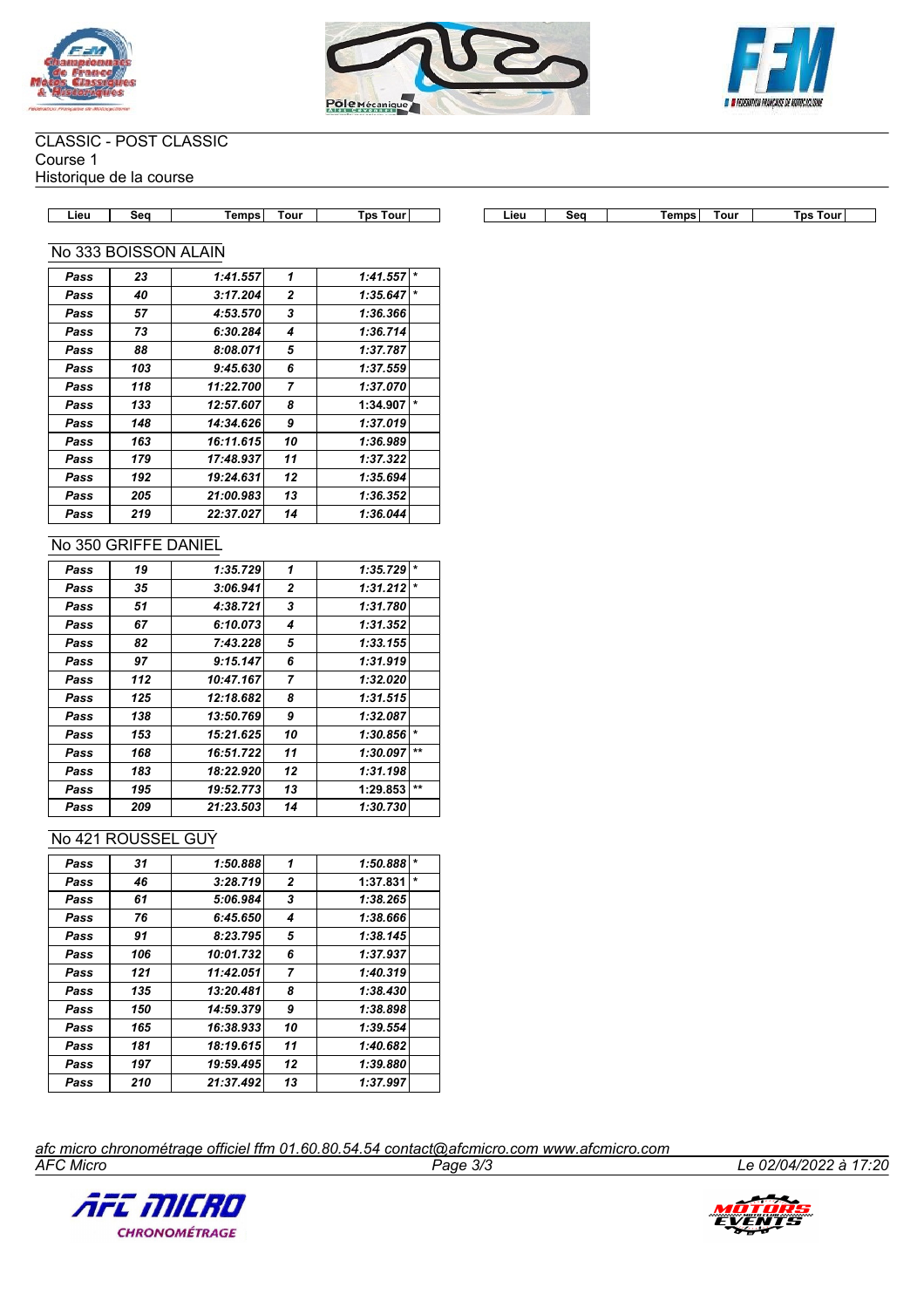CLASSIC - POST CLASSIC
Course 1
Historique de la course

## No 333 BOISSON ALAIN

| Lieu | Seq | Temps | Tour | Tps Tour | |
|---|---|---|---|---|---|
| Pass | 23 | 1:41.557 | 1 | 1:41.557 | * |
| Pass | 40 | 3:17.204 | 2 | 1:35.647 | * |
| Pass | 57 | 4:53.570 | 3 | 1:36.366 | |
| Pass | 73 | 6:30.284 | 4 | 1:36.714 | |
| Pass | 88 | 8:08.071 | 5 | 1:37.787 | |
| Pass | 103 | 9:45.630 | 6 | 1:37.559 | |
| Pass | 118 | 11:22.700 | 7 | 1:37.070 | |
| Pass | 133 | 12:57.607 | 8 | 1:34.907 | * |
| Pass | 148 | 14:34.626 | 9 | 1:37.019 | |
| Pass | 163 | 16:11.615 | 10 | 1:36.989 | |
| Pass | 179 | 17:48.937 | 11 | 1:37.322 | |
| Pass | 192 | 19:24.631 | 12 | 1:35.694 | |
| Pass | 205 | 21:00.983 | 13 | 1:36.352 | |
| Pass | 219 | 22:37.027 | 14 | 1:36.044 | |

## No 350 GRIFFE DANIEL

| Lieu | Seq | Temps | Tour | Tps Tour | |
|---|---|---|---|---|---|
| Pass | 19 | 1:35.729 | 1 | 1:35.729 | * |
| Pass | 35 | 3:06.941 | 2 | 1:31.212 | * |
| Pass | 51 | 4:38.721 | 3 | 1:31.780 | |
| Pass | 67 | 6:10.073 | 4 | 1:31.352 | |
| Pass | 82 | 7:43.228 | 5 | 1:33.155 | |
| Pass | 97 | 9:15.147 | 6 | 1:31.919 | |
| Pass | 112 | 10:47.167 | 7 | 1:32.020 | |
| Pass | 125 | 12:18.682 | 8 | 1:31.515 | |
| Pass | 138 | 13:50.769 | 9 | 1:32.087 | |
| Pass | 153 | 15:21.625 | 10 | 1:30.856 | * |
| Pass | 168 | 16:51.722 | 11 | 1:30.097 | ** |
| Pass | 183 | 18:22.920 | 12 | 1:31.198 | |
| Pass | 195 | 19:52.773 | 13 | 1:29.853 | ** |
| Pass | 209 | 21:23.503 | 14 | 1:30.730 | |

## No 421 ROUSSEL GUY

| Lieu | Seq | Temps | Tour | Tps Tour | |
|---|---|---|---|---|---|
| Pass | 31 | 1:50.888 | 1 | 1:50.888 | * |
| Pass | 46 | 3:28.719 | 2 | 1:37.831 | * |
| Pass | 61 | 5:06.984 | 3 | 1:38.265 | |
| Pass | 76 | 6:45.650 | 4 | 1:38.666 | |
| Pass | 91 | 8:23.795 | 5 | 1:38.145 | |
| Pass | 106 | 10:01.732 | 6 | 1:37.937 | |
| Pass | 121 | 11:42.051 | 7 | 1:40.319 | |
| Pass | 135 | 13:20.481 | 8 | 1:38.430 | |
| Pass | 150 | 14:59.379 | 9 | 1:38.898 | |
| Pass | 165 | 16:38.933 | 10 | 1:39.554 | |
| Pass | 181 | 18:19.615 | 11 | 1:40.682 | |
| Pass | 197 | 19:59.495 | 12 | 1:39.880 | |
| Pass | 210 | 21:37.492 | 13 | 1:37.997 | |

*afc micro chronométrage officiel ffm 01.60.80.54.54 contact@afcmicro.com www.afcmicro.com*
*AFC Micro* *Le 02/04/2022 à 17:20*